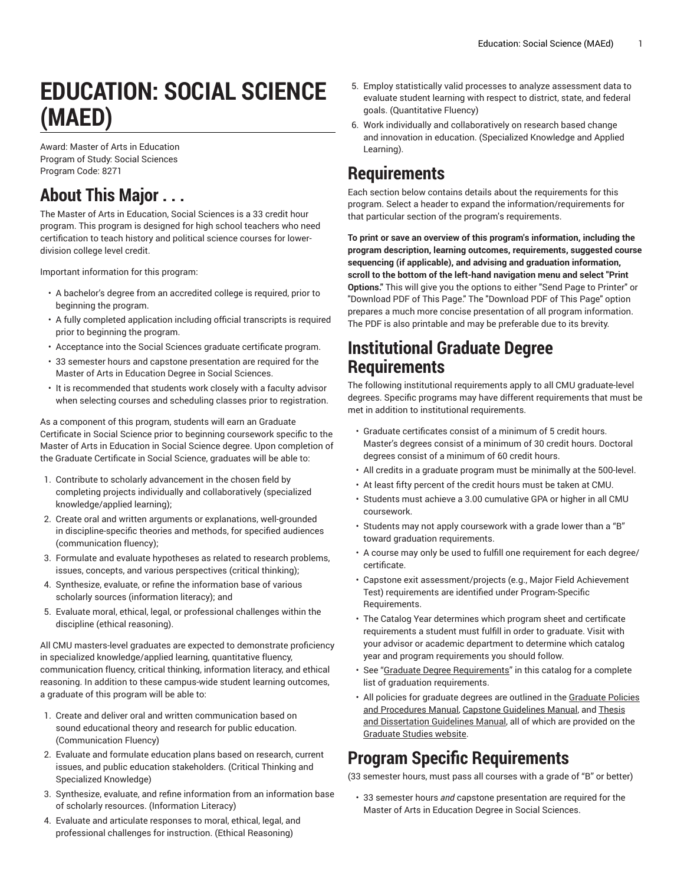# EDUCATION: SOCIAL SCIENCE (MAED)

Award: Master of Arts in Education
Program of Study: Social Sciences
Program Code: 8271

## About This Major . . .

The Master of Arts in Education, Social Sciences is a 33 credit hour program. This program is designed for high school teachers who need certification to teach history and political science courses for lower-division college level credit.

Important information for this program:

- A bachelor's degree from an accredited college is required, prior to beginning the program.
- A fully completed application including official transcripts is required prior to beginning the program.
- Acceptance into the Social Sciences graduate certificate program.
- 33 semester hours and capstone presentation are required for the Master of Arts in Education Degree in Social Sciences.
- It is recommended that students work closely with a faculty advisor when selecting courses and scheduling classes prior to registration.

As a component of this program, students will earn an Graduate Certificate in Social Science prior to beginning coursework specific to the Master of Arts in Education in Social Science degree. Upon completion of the Graduate Certificate in Social Science, graduates will be able to:

1. Contribute to scholarly advancement in the chosen field by completing projects individually and collaboratively (specialized knowledge/applied learning);
2. Create oral and written arguments or explanations, well-grounded in discipline-specific theories and methods, for specified audiences (communication fluency);
3. Formulate and evaluate hypotheses as related to research problems, issues, concepts, and various perspectives (critical thinking);
4. Synthesize, evaluate, or refine the information base of various scholarly sources (information literacy); and
5. Evaluate moral, ethical, legal, or professional challenges within the discipline (ethical reasoning).

All CMU masters-level graduates are expected to demonstrate proficiency in specialized knowledge/applied learning, quantitative fluency, communication fluency, critical thinking, information literacy, and ethical reasoning. In addition to these campus-wide student learning outcomes, a graduate of this program will be able to:

1. Create and deliver oral and written communication based on sound educational theory and research for public education. (Communication Fluency)
2. Evaluate and formulate education plans based on research, current issues, and public education stakeholders. (Critical Thinking and Specialized Knowledge)
3. Synthesize, evaluate, and refine information from an information base of scholarly resources. (Information Literacy)
4. Evaluate and articulate responses to moral, ethical, legal, and professional challenges for instruction. (Ethical Reasoning)
5. Employ statistically valid processes to analyze assessment data to evaluate student learning with respect to district, state, and federal goals. (Quantitative Fluency)
6. Work individually and collaboratively on research based change and innovation in education. (Specialized Knowledge and Applied Learning).

## Requirements

Each section below contains details about the requirements for this program. Select a header to expand the information/requirements for that particular section of the program's requirements.

**To print or save an overview of this program's information, including the program description, learning outcomes, requirements, suggested course sequencing (if applicable), and advising and graduation information, scroll to the bottom of the left-hand navigation menu and select "Print Options."** This will give you the options to either "Send Page to Printer" or "Download PDF of This Page." The "Download PDF of This Page" option prepares a much more concise presentation of all program information. The PDF is also printable and may be preferable due to its brevity.

## Institutional Graduate Degree Requirements

The following institutional requirements apply to all CMU graduate-level degrees. Specific programs may have different requirements that must be met in addition to institutional requirements.

- Graduate certificates consist of a minimum of 5 credit hours. Master's degrees consist of a minimum of 30 credit hours. Doctoral degrees consist of a minimum of 60 credit hours.
- All credits in a graduate program must be minimally at the 500-level.
- At least fifty percent of the credit hours must be taken at CMU.
- Students must achieve a 3.00 cumulative GPA or higher in all CMU coursework.
- Students may not apply coursework with a grade lower than a "B" toward graduation requirements.
- A course may only be used to fulfill one requirement for each degree/certificate.
- Capstone exit assessment/projects (e.g., Major Field Achievement Test) requirements are identified under Program-Specific Requirements.
- The Catalog Year determines which program sheet and certificate requirements a student must fulfill in order to graduate. Visit with your advisor or academic department to determine which catalog year and program requirements you should follow.
- See "Graduate Degree Requirements" in this catalog for a complete list of graduation requirements.
- All policies for graduate degrees are outlined in the Graduate Policies and Procedures Manual, Capstone Guidelines Manual, and Thesis and Dissertation Guidelines Manual, all of which are provided on the Graduate Studies website.

## Program Specific Requirements

(33 semester hours, must pass all courses with a grade of "B" or better)

- 33 semester hours *and* capstone presentation are required for the Master of Arts in Education Degree in Social Sciences.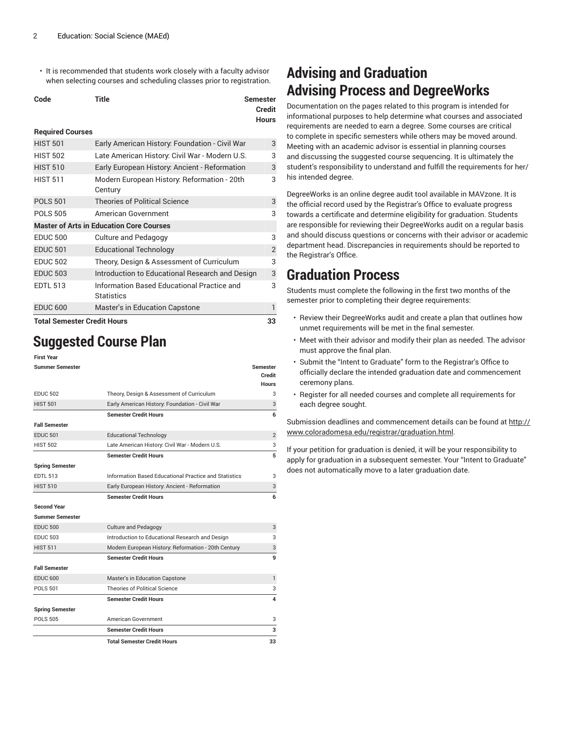- It is recommended that students work closely with a faculty advisor when selecting courses and scheduling classes prior to registration.

| Code | Title | Semester Credit Hours |
|---|---|---|
| **Required Courses** | | |
| HIST 501 | Early American History: Foundation - Civil War | 3 |
| HIST 502 | Late American History: Civil War - Modern U.S. | 3 |
| HIST 510 | Early European History: Ancient - Reformation | 3 |
| HIST 511 | Modern European History: Reformation - 20th Century | 3 |
| POLS 501 | Theories of Political Science | 3 |
| POLS 505 | American Government | 3 |
| **Master of Arts in Education Core Courses** | | |
| EDUC 500 | Culture and Pedagogy | 3 |
| EDUC 501 | Educational Technology | 2 |
| EDUC 502 | Theory, Design & Assessment of Curriculum | 3 |
| EDUC 503 | Introduction to Educational Research and Design | 3 |
| EDTL 513 | Information Based Educational Practice and Statistics | 3 |
| EDUC 600 | Master's in Education Capstone | 1 |
| **Total Semester Credit Hours** | | **33** |

# Suggested Course Plan

| | | |
|---|---|---|
| **First Year** | | |
| **Summer Semester** | | **Semester Credit Hours** |
| EDUC 502 | Theory, Design & Assessment of Curriculum | 3 |
| HIST 501 | Early American History: Foundation - Civil War | 3 |
| | **Semester Credit Hours** | **6** |
| **Fall Semester** | | |
| EDUC 501 | Educational Technology | 2 |
| HIST 502 | Late American History: Civil War - Modern U.S. | 3 |
| | **Semester Credit Hours** | **5** |
| **Spring Semester** | | |
| EDTL 513 | Information Based Educational Practice and Statistics | 3 |
| HIST 510 | Early European History: Ancient - Reformation | 3 |
| | **Semester Credit Hours** | **6** |
| **Second Year** | | |
| **Summer Semester** | | |
| EDUC 500 | Culture and Pedagogy | 3 |
| EDUC 503 | Introduction to Educational Research and Design | 3 |
| HIST 511 | Modern European History: Reformation - 20th Century | 3 |
| | **Semester Credit Hours** | **9** |
| **Fall Semester** | | |
| EDUC 600 | Master's in Education Capstone | 1 |
| POLS 501 | Theories of Political Science | 3 |
| | **Semester Credit Hours** | **4** |
| **Spring Semester** | | |
| POLS 505 | American Government | 3 |
| | **Semester Credit Hours** | **3** |
| | **Total Semester Credit Hours** | **33** |

# Advising and Graduation

## Advising Process and DegreeWorks

Documentation on the pages related to this program is intended for informational purposes to help determine what courses and associated requirements are needed to earn a degree. Some courses are critical to complete in specific semesters while others may be moved around. Meeting with an academic advisor is essential in planning courses and discussing the suggested course sequencing. It is ultimately the student's responsibility to understand and fulfill the requirements for her/his intended degree.

DegreeWorks is an online degree audit tool available in MAVzone. It is the official record used by the Registrar's Office to evaluate progress towards a certificate and determine eligibility for graduation. Students are responsible for reviewing their DegreeWorks audit on a regular basis and should discuss questions or concerns with their advisor or academic department head. Discrepancies in requirements should be reported to the Registrar's Office.

## Graduation Process

Students must complete the following in the first two months of the semester prior to completing their degree requirements:

- Review their DegreeWorks audit and create a plan that outlines how unmet requirements will be met in the final semester.
- Meet with their advisor and modify their plan as needed. The advisor must approve the final plan.
- Submit the "Intent to Graduate" form to the Registrar's Office to officially declare the intended graduation date and commencement ceremony plans.
- Register for all needed courses and complete all requirements for each degree sought.

Submission deadlines and commencement details can be found at http://www.coloradomesa.edu/registrar/graduation.html.

If your petition for graduation is denied, it will be your responsibility to apply for graduation in a subsequent semester. Your "Intent to Graduate" does not automatically move to a later graduation date.